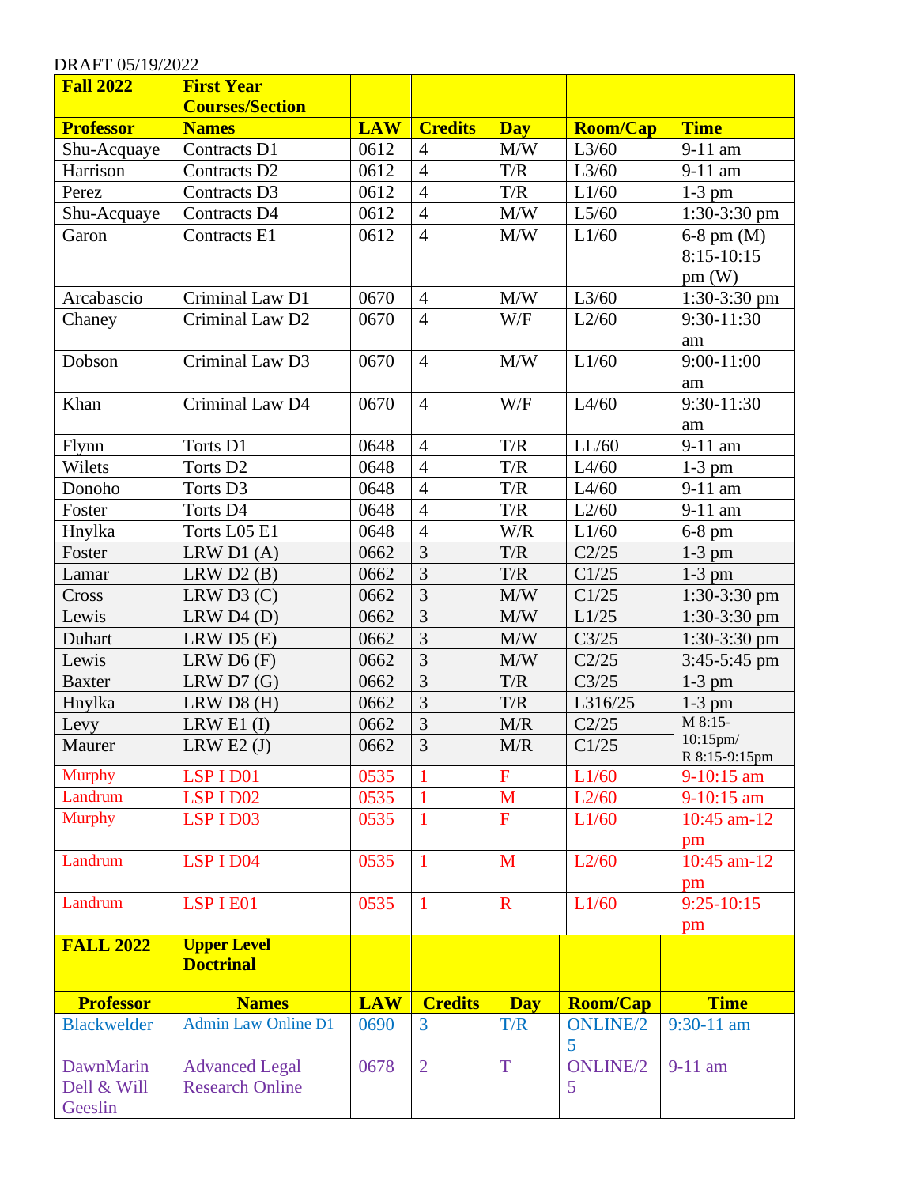DRAFT 05/19/2022

| Fall 2022 | First Year Courses/Section | | | | | |
|---|---|---|---|---|---|---|
| **Professor** | **Names** | **LAW** | **Credits** | **Day** | **Room/Cap** | **Time** |
| Shu-Acquaye | Contracts D1 | 0612 | 4 | M/W | L3/60 | 9-11 am |
| Harrison | Contracts D2 | 0612 | 4 | T/R | L3/60 | 9-11 am |
| Perez | Contracts D3 | 0612 | 4 | T/R | L1/60 | 1-3 pm |
| Shu-Acquaye | Contracts D4 | 0612 | 4 | M/W | L5/60 | 1:30-3:30 pm |
| Garon | Contracts E1 | 0612 | 4 | M/W | L1/60 | 6-8 pm (M) 8:15-10:15 pm (W) |
| Arcabascio | Criminal Law D1 | 0670 | 4 | M/W | L3/60 | 1:30-3:30 pm |
| Chaney | Criminal Law D2 | 0670 | 4 | W/F | L2/60 | 9:30-11:30 am |
| Dobson | Criminal Law D3 | 0670 | 4 | M/W | L1/60 | 9:00-11:00 am |
| Khan | Criminal Law D4 | 0670 | 4 | W/F | L4/60 | 9:30-11:30 am |
| Flynn | Torts D1 | 0648 | 4 | T/R | LL/60 | 9-11 am |
| Wilets | Torts D2 | 0648 | 4 | T/R | L4/60 | 1-3 pm |
| Donoho | Torts D3 | 0648 | 4 | T/R | L4/60 | 9-11 am |
| Foster | Torts D4 | 0648 | 4 | T/R | L2/60 | 9-11 am |
| Hnylka | Torts L05 E1 | 0648 | 4 | W/R | L1/60 | 6-8 pm |
| Foster | LRW D1 (A) | 0662 | 3 | T/R | C2/25 | 1-3 pm |
| Lamar | LRW D2 (B) | 0662 | 3 | T/R | C1/25 | 1-3 pm |
| Cross | LRW D3 (C) | 0662 | 3 | M/W | C1/25 | 1:30-3:30 pm |
| Lewis | LRW D4 (D) | 0662 | 3 | M/W | L1/25 | 1:30-3:30 pm |
| Duhart | LRW D5 (E) | 0662 | 3 | M/W | C3/25 | 1:30-3:30 pm |
| Lewis | LRW D6 (F) | 0662 | 3 | M/W | C2/25 | 3:45-5:45 pm |
| Baxter | LRW D7 (G) | 0662 | 3 | T/R | C3/25 | 1-3 pm |
| Hnylka | LRW D8 (H) | 0662 | 3 | T/R | L316/25 | 1-3 pm |
| Levy | LRW E1 (I) | 0662 | 3 | M/R | C2/25 | M 8:15-10:15pm/ R 8:15-9:15pm |
| Maurer | LRW E2 (J) | 0662 | 3 | M/R | C1/25 | |
| Murphy | LSP I D01 | 0535 | 1 | F | L1/60 | 9-10:15 am |
| Landrum | LSP I D02 | 0535 | 1 | M | L2/60 | 9-10:15 am |
| Murphy | LSP I D03 | 0535 | 1 | F | L1/60 | 10:45 am-12 pm |
| Landrum | LSP I D04 | 0535 | 1 | M | L2/60 | 10:45 am-12 pm |
| Landrum | LSP I E01 | 0535 | 1 | R | L1/60 | 9:25-10:15 pm |

| FALL 2022 | Upper Level Doctrinal | | | | | |
|---|---|---|---|---|---|---|
| **Professor** | **Names** | **LAW** | **Credits** | **Day** | **Room/Cap** | **Time** |
| Blackwelder | Admin Law Online D1 | 0690 | 3 | T/R | ONLINE/25 | 9:30-11 am |
| DawnMarin Dell & Will Geeslin | Advanced Legal Research Online | 0678 | 2 | T | ONLINE/25 | 9-11 am |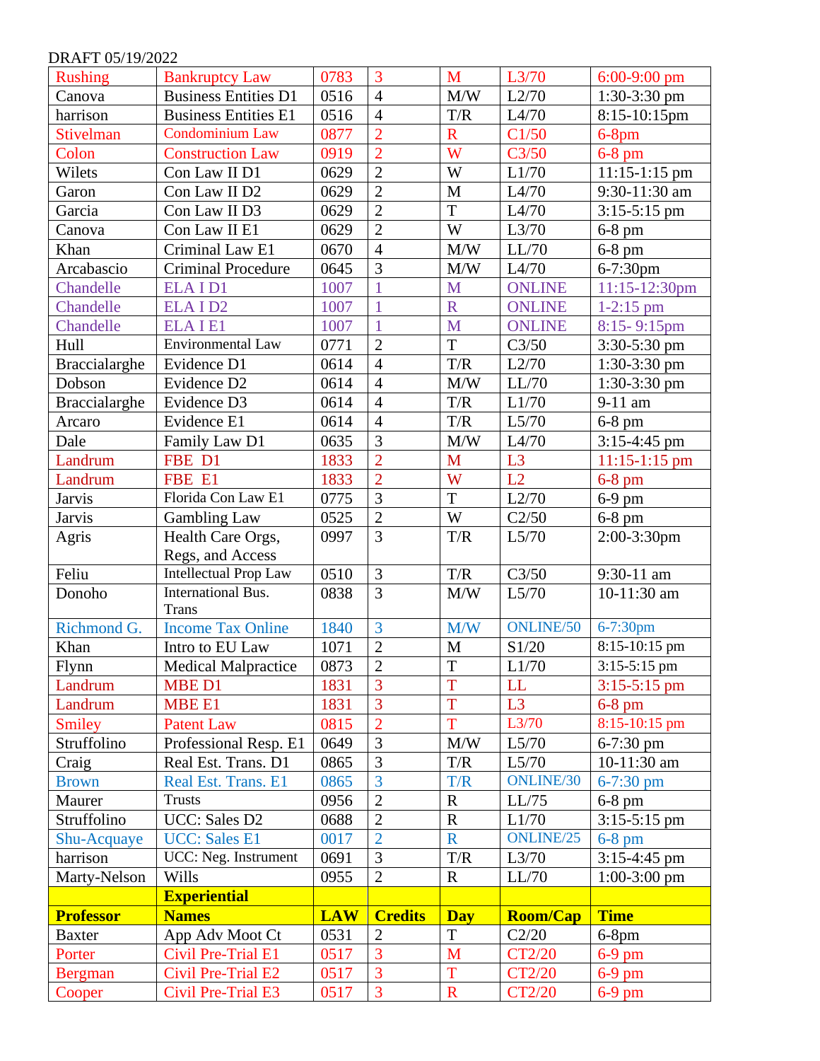DRAFT 05/19/2022

| | | | | | | |
|---|---|---|---|---|---|---|
| Rushing | Bankruptcy Law | 0783 | 3 | M | L3/70 | 6:00-9:00 pm |
| Canova | Business Entities D1 | 0516 | 4 | M/W | L2/70 | 1:30-3:30 pm |
| harrison | Business Entities E1 | 0516 | 4 | T/R | L4/70 | 8:15-10:15pm |
| Stivelman | Condominium Law | 0877 | 2 | R | C1/50 | 6-8pm |
| Colon | Construction Law | 0919 | 2 | W | C3/50 | 6-8 pm |
| Wilets | Con Law II D1 | 0629 | 2 | W | L1/70 | 11:15-1:15 pm |
| Garon | Con Law II D2 | 0629 | 2 | M | L4/70 | 9:30-11:30 am |
| Garcia | Con Law II D3 | 0629 | 2 | T | L4/70 | 3:15-5:15 pm |
| Canova | Con Law II E1 | 0629 | 2 | W | L3/70 | 6-8 pm |
| Khan | Criminal Law E1 | 0670 | 4 | M/W | LL/70 | 6-8 pm |
| Arcabascio | Criminal Procedure | 0645 | 3 | M/W | L4/70 | 6-7:30pm |
| Chandelle | ELA I D1 | 1007 | 1 | M | ONLINE | 11:15-12:30pm |
| Chandelle | ELA I D2 | 1007 | 1 | R | ONLINE | 1-2:15 pm |
| Chandelle | ELA I E1 | 1007 | 1 | M | ONLINE | 8:15- 9:15pm |
| Hull | Environmental Law | 0771 | 2 | T | C3/50 | 3:30-5:30 pm |
| Braccialarghe | Evidence D1 | 0614 | 4 | T/R | L2/70 | 1:30-3:30 pm |
| Dobson | Evidence D2 | 0614 | 4 | M/W | LL/70 | 1:30-3:30 pm |
| Braccialarghe | Evidence D3 | 0614 | 4 | T/R | L1/70 | 9-11 am |
| Arcaro | Evidence E1 | 0614 | 4 | T/R | L5/70 | 6-8 pm |
| Dale | Family Law D1 | 0635 | 3 | M/W | L4/70 | 3:15-4:45 pm |
| Landrum | FBE D1 | 1833 | 2 | M | L3 | 11:15-1:15 pm |
| Landrum | FBE E1 | 1833 | 2 | W | L2 | 6-8 pm |
| Jarvis | Florida Con Law E1 | 0775 | 3 | T | L2/70 | 6-9 pm |
| Jarvis | Gambling Law | 0525 | 2 | W | C2/50 | 6-8 pm |
| Agris | Health Care Orgs, Regs, and Access | 0997 | 3 | T/R | L5/70 | 2:00-3:30pm |
| Feliu | Intellectual Prop Law | 0510 | 3 | T/R | C3/50 | 9:30-11 am |
| Donoho | International Bus. Trans | 0838 | 3 | M/W | L5/70 | 10-11:30 am |
| Richmond G. | Income Tax Online | 1840 | 3 | M/W | ONLINE/50 | 6-7:30pm |
| Khan | Intro to EU Law | 1071 | 2 | M | S1/20 | 8:15-10:15 pm |
| Flynn | Medical Malpractice | 0873 | 2 | T | L1/70 | 3:15-5:15 pm |
| Landrum | MBE D1 | 1831 | 3 | T | LL | 3:15-5:15 pm |
| Landrum | MBE E1 | 1831 | 3 | T | L3 | 6-8 pm |
| Smiley | Patent Law | 0815 | 2 | T | L3/70 | 8:15-10:15 pm |
| Struffolino | Professional Resp. E1 | 0649 | 3 | M/W | L5/70 | 6-7:30 pm |
| Craig | Real Est. Trans. D1 | 0865 | 3 | T/R | L5/70 | 10-11:30 am |
| Brown | Real Est. Trans. E1 | 0865 | 3 | T/R | ONLINE/30 | 6-7:30 pm |
| Maurer | Trusts | 0956 | 2 | R | LL/75 | 6-8 pm |
| Struffolino | UCC: Sales D2 | 0688 | 2 | R | L1/70 | 3:15-5:15 pm |
| Shu-Acquaye | UCC: Sales E1 | 0017 | 2 | R | ONLINE/25 | 6-8 pm |
| harrison | UCC: Neg. Instrument | 0691 | 3 | T/R | L3/70 | 3:15-4:45 pm |
| Marty-Nelson | Wills | 0955 | 2 | R | LL/70 | 1:00-3:00 pm |
| | **Experiential** | | | | | |
| **Professor** | **Names** | **LAW** | **Credits** | **Day** | **Room/Cap** | **Time** |
| Baxter | App Adv Moot Ct | 0531 | 2 | T | C2/20 | 6-8pm |
| Porter | Civil Pre-Trial E1 | 0517 | 3 | M | CT2/20 | 6-9 pm |
| Bergman | Civil Pre-Trial E2 | 0517 | 3 | T | CT2/20 | 6-9 pm |
| Cooper | Civil Pre-Trial E3 | 0517 | 3 | R | CT2/20 | 6-9 pm |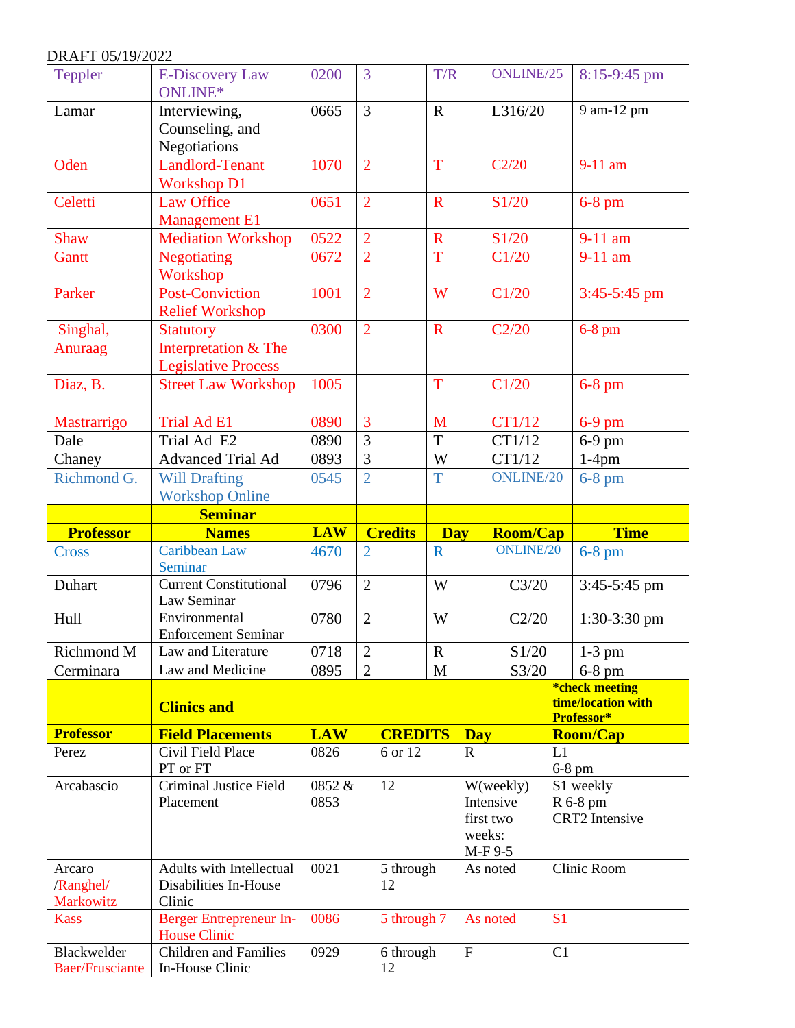DRAFT 05/19/2022

| | | | | | | |
|---|---|---|---|---|---|---|
| Teppler | E-Discovery Law ONLINE* | 0200 | 3 | T/R | ONLINE/25 | 8:15-9:45 pm |
| Lamar | Interviewing, Counseling, and Negotiations | 0665 | 3 | R | L316/20 | 9 am-12 pm |
| Oden | Landlord-Tenant Workshop D1 | 1070 | 2 | T | C2/20 | 9-11 am |
| Celetti | Law Office Management E1 | 0651 | 2 | R | S1/20 | 6-8 pm |
| Shaw | Mediation Workshop | 0522 | 2 | R | S1/20 | 9-11 am |
| Gantt | Negotiating Workshop | 0672 | 2 | T | C1/20 | 9-11 am |
| Parker | Post-Conviction Relief Workshop | 1001 | 2 | W | C1/20 | 3:45-5:45 pm |
| Singhal, Anuraag | Statutory Interpretation & The Legislative Process | 0300 | 2 | R | C2/20 | 6-8 pm |
| Diaz, B. | Street Law Workshop | 1005 | | T | C1/20 | 6-8 pm |
| Mastrarrigo | Trial Ad E1 | 0890 | 3 | M | CT1/12 | 6-9 pm |
| Dale | Trial Ad E2 | 0890 | 3 | T | CT1/12 | 6-9 pm |
| Chaney | Advanced Trial Ad | 0893 | 3 | W | CT1/12 | 1-4pm |
| Richmond G. | Will Drafting Workshop Online | 0545 | 2 | T | ONLINE/20 | 6-8 pm |

| | **Seminar** | | | | | |
|---|---|---|---|---|---|---|
| **Professor** | **Names** | **LAW** | **Credits** | **Day** | **Room/Cap** | **Time** |
| Cross | Caribbean Law Seminar | 4670 | 2 | R | ONLINE/20 | 6-8 pm |
| Duhart | Current Constitutional Law Seminar | 0796 | 2 | W | C3/20 | 3:45-5:45 pm |
| Hull | Environmental Enforcement Seminar | 0780 | 2 | W | C2/20 | 1:30-3:30 pm |
| Richmond M | Law and Literature | 0718 | 2 | R | S1/20 | 1-3 pm |
| Cerminara | Law and Medicine | 0895 | 2 | M | S3/20 | 6-8 pm |

| | **Clinics and** | | | | ***check meeting time/location with Professor*** |
|---|---|---|---|---|---|
| **Professor** | **Field Placements** | **LAW** | **CREDITS** | **Day** | **Room/Cap** |
| Perez | Civil Field Place PT or FT | 0826 | 6 or 12 | R | L1 6-8 pm |
| Arcabascio | Criminal Justice Field Placement | 0852 & 0853 | 12 | W(weekly) Intensive first two weeks: M-F 9-5 | S1 weekly R 6-8 pm CRT2 Intensive |
| Arcaro /Ranghel/ Markowitz | Adults with Intellectual Disabilities In-House Clinic | 0021 | 5 through 12 | As noted | Clinic Room |
| Kass | Berger Entrepreneur In-House Clinic | 0086 | 5 through 7 | As noted | S1 |
| Blackwelder Baer/Frusciante | Children and Families In-House Clinic | 0929 | 6 through 12 | F | C1 |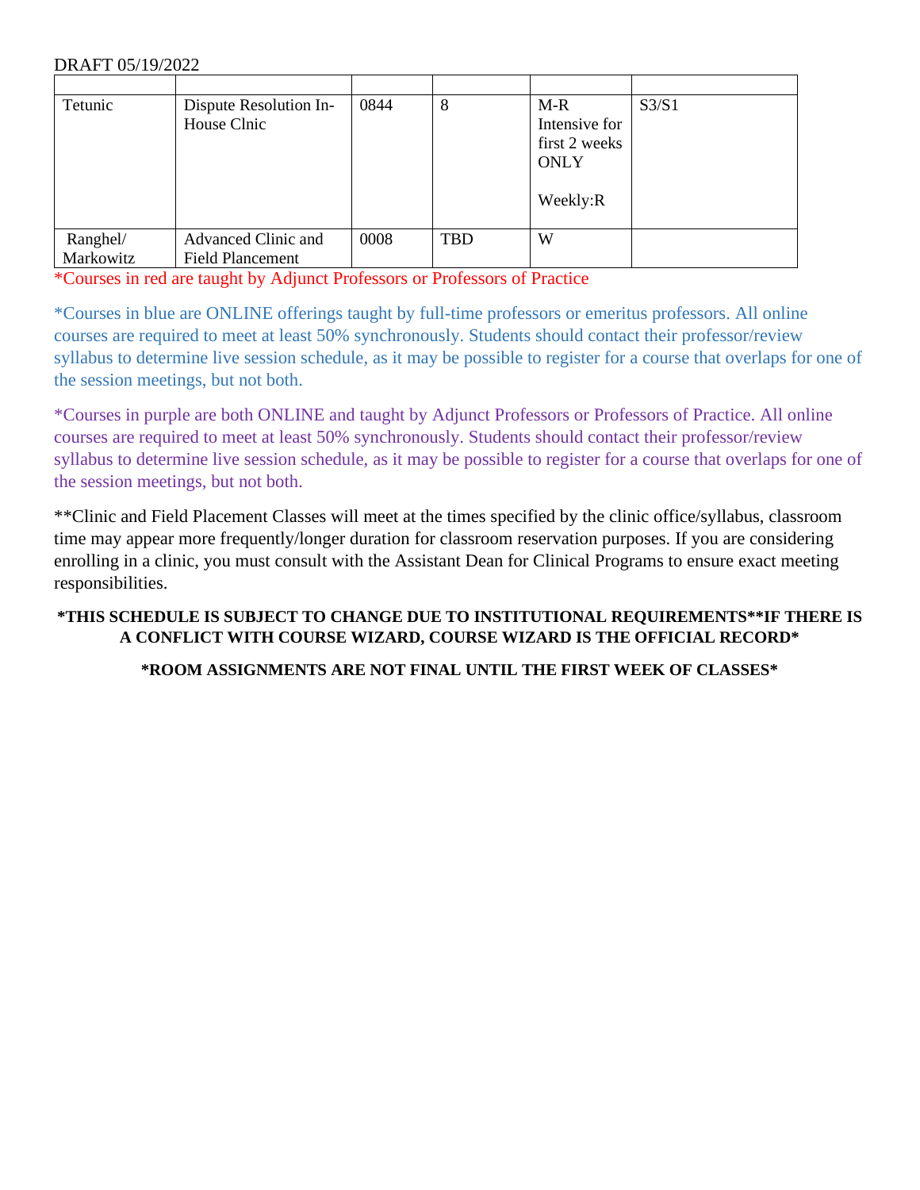DRAFT 05/19/2022

| | | | | | |
|---|---|---|---|---|---|
| Tetunic | Dispute Resolution In-House Clnic | 0844 | 8 | M-R Intensive for first 2 weeks ONLY<br><br>Weekly:R | S3/S1 |
| Ranghel/ Markowitz | Advanced Clinic and Field Plancement | 0008 | TBD | W | |

*Courses in red are taught by Adjunct Professors or Professors of Practice

*Courses in blue are ONLINE offerings taught by full-time professors or emeritus professors. All online courses are required to meet at least 50% synchronously. Students should contact their professor/review syllabus to determine live session schedule, as it may be possible to register for a course that overlaps for one of the session meetings, but not both.

*Courses in purple are both ONLINE and taught by Adjunct Professors or Professors of Practice. All online courses are required to meet at least 50% synchronously. Students should contact their professor/review syllabus to determine live session schedule, as it may be possible to register for a course that overlaps for one of the session meetings, but not both.

**Clinic and Field Placement Classes will meet at the times specified by the clinic office/syllabus, classroom time may appear more frequently/longer duration for classroom reservation purposes. If you are considering enrolling in a clinic, you must consult with the Assistant Dean for Clinical Programs to ensure exact meeting responsibilities.

**\*THIS SCHEDULE IS SUBJECT TO CHANGE DUE TO INSTITUTIONAL REQUIREMENTS\*\*IF THERE IS A CONFLICT WITH COURSE WIZARD, COURSE WIZARD IS THE OFFICIAL RECORD\***

**\*ROOM ASSIGNMENTS ARE NOT FINAL UNTIL THE FIRST WEEK OF CLASSES\***